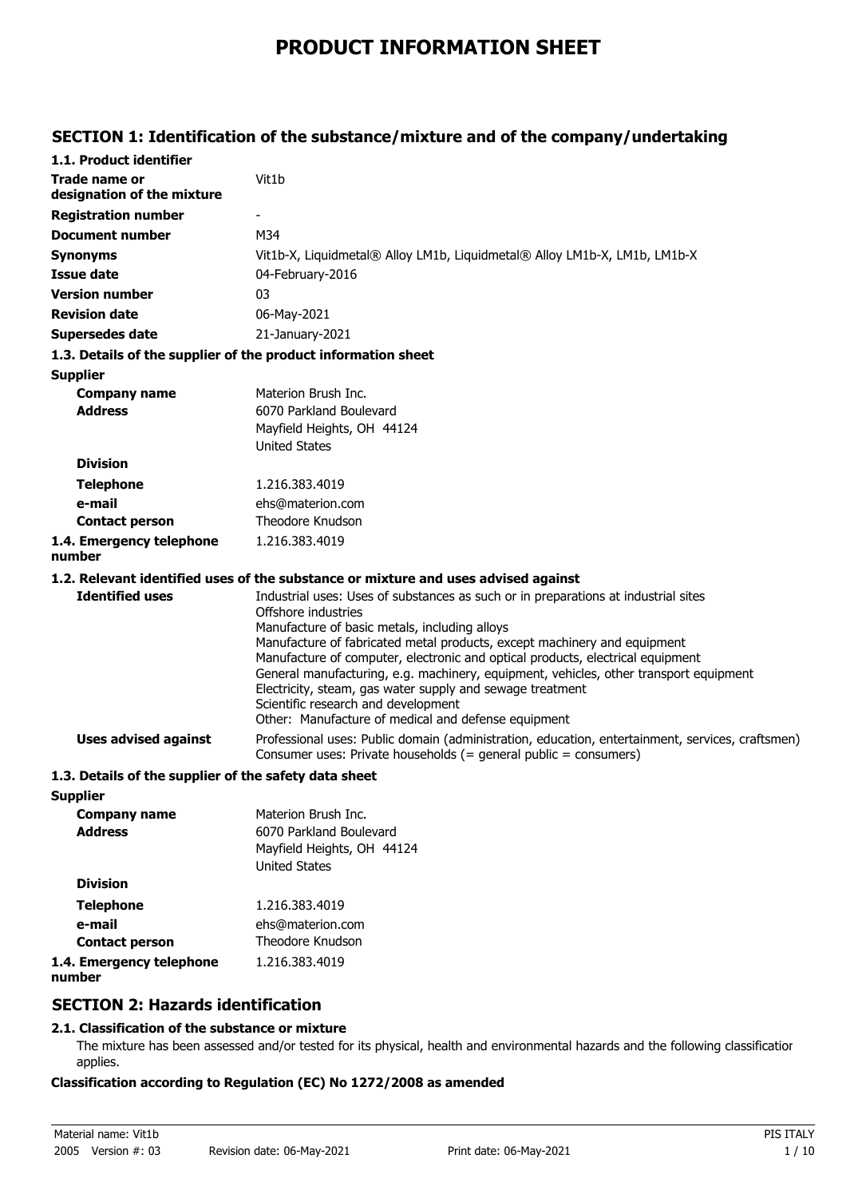# PRODUCT INFORMATION SHEET

## SECTION 1: Identification of the substance/mixture and of the company/undertaking

### 1.1. Product identifier

| | |
|---|---|
| **Trade name or designation of the mixture** | Vit1b |
| **Registration number** | - |
| **Document number** | M34 |
| **Synonyms** | Vit1b-X, Liquidmetal® Alloy LM1b, Liquidmetal® Alloy LM1b-X, LM1b, LM1b-X |
| **Issue date** | 04-February-2016 |
| **Version number** | 03 |
| **Revision date** | 06-May-2021 |
| **Supersedes date** | 21-January-2021 |

### 1.3. Details of the supplier of the product information sheet

**Supplier**

| | |
|---|---|
| **Company name** | Materion Brush Inc. |
| **Address** | 6070 Parkland Boulevard<br>Mayfield Heights, OH 44124<br>United States |
| **Division** | |
| **Telephone** | 1.216.383.4019 |
| **e-mail** | ehs@materion.com |
| **Contact person** | Theodore Knudson |
| **1.4. Emergency telephone number** | 1.216.383.4019 |

### 1.2. Relevant identified uses of the substance or mixture and uses advised against

**Identified uses**

Industrial uses: Uses of substances as such or in preparations at industrial sites
Offshore industries
Manufacture of basic metals, including alloys
Manufacture of fabricated metal products, except machinery and equipment
Manufacture of computer, electronic and optical products, electrical equipment
General manufacturing, e.g. machinery, equipment, vehicles, other transport equipment
Electricity, steam, gas water supply and sewage treatment
Scientific research and development
Other: Manufacture of medical and defense equipment

**Uses advised against**

Professional uses: Public domain (administration, education, entertainment, services, craftsmen)
Consumer uses: Private households (= general public = consumers)

### 1.3. Details of the supplier of the safety data sheet

**Supplier**

| | |
|---|---|
| **Company name** | Materion Brush Inc. |
| **Address** | 6070 Parkland Boulevard<br>Mayfield Heights, OH 44124<br>United States |
| **Division** | |
| **Telephone** | 1.216.383.4019 |
| **e-mail** | ehs@materion.com |
| **Contact person** | Theodore Knudson |
| **1.4. Emergency telephone number** | 1.216.383.4019 |

## SECTION 2: Hazards identification

### 2.1. Classification of the substance or mixture

The mixture has been assessed and/or tested for its physical, health and environmental hazards and the following classification applies.

**Classification according to Regulation (EC) No 1272/2008 as amended**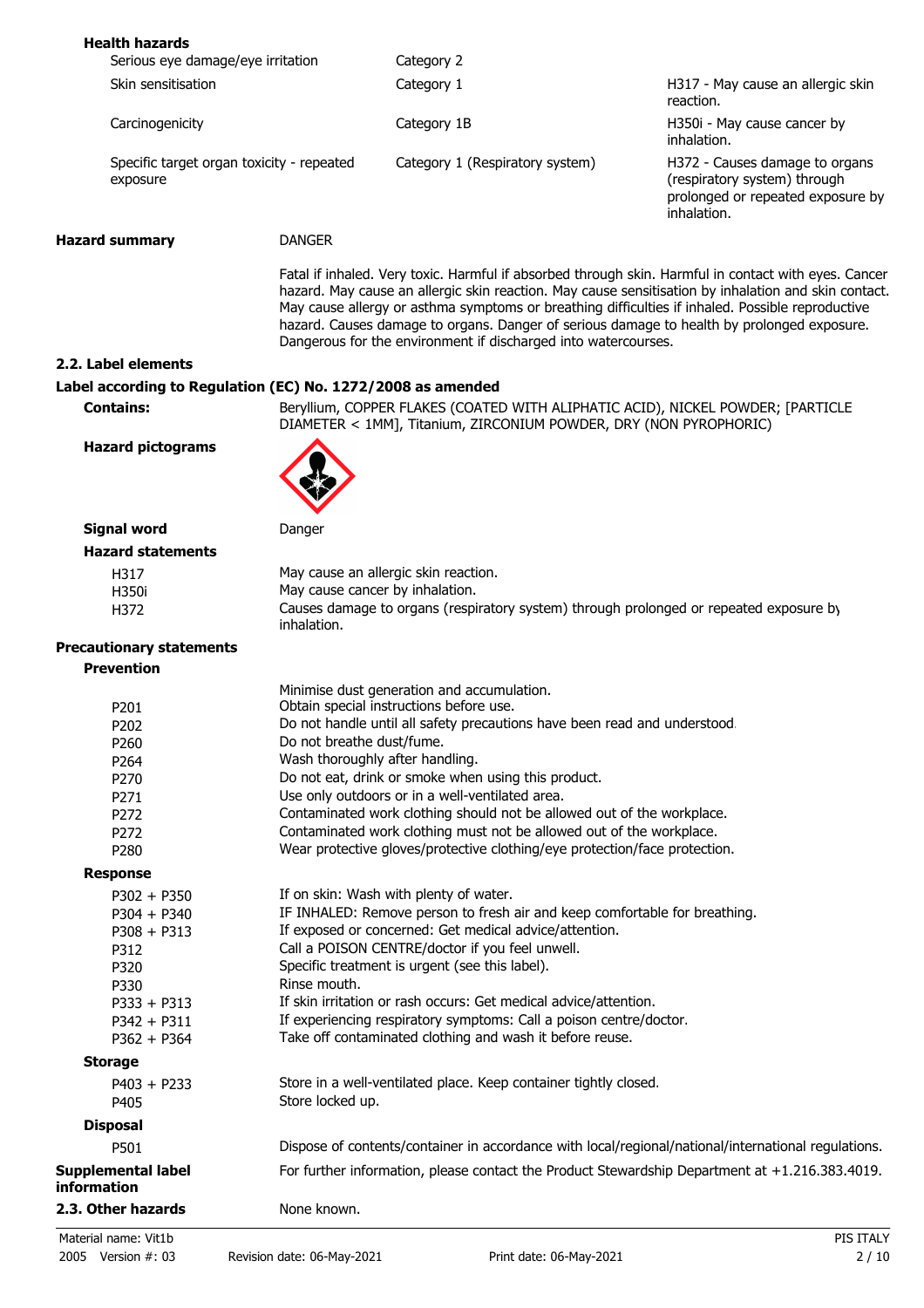**Health hazards**

| | | |
|---|---|---|
| Serious eye damage/eye irritation | Category 2 | |
| Skin sensitisation | Category 1 | H317 - May cause an allergic skin reaction. |
| Carcinogenicity | Category 1B | H350i - May cause cancer by inhalation. |
| Specific target organ toxicity - repeated exposure | Category 1 (Respiratory system) | H372 - Causes damage to organs (respiratory system) through prolonged or repeated exposure by inhalation. |

**Hazard summary** DANGER

Fatal if inhaled. Very toxic. Harmful if absorbed through skin. Harmful in contact with eyes. Cancer hazard. May cause an allergic skin reaction. May cause sensitisation by inhalation and skin contact. May cause allergy or asthma symptoms or breathing difficulties if inhaled. Possible reproductive hazard. Causes damage to organs. Danger of serious damage to health by prolonged exposure. Dangerous for the environment if discharged into watercourses.

## 2.2. Label elements

### Label according to Regulation (EC) No. 1272/2008 as amended

**Contains:** Beryllium, COPPER FLAKES (COATED WITH ALIPHATIC ACID), NICKEL POWDER; [PARTICLE DIAMETER < 1MM], Titanium, ZIRCONIUM POWDER, DRY (NON PYROPHORIC)

**Hazard pictograms**

**Signal word** Danger

**Hazard statements**

| | |
|---|---|
| H317 | May cause an allergic skin reaction. |
| H350i | May cause cancer by inhalation. |
| H372 | Causes damage to organs (respiratory system) through prolonged or repeated exposure by inhalation. |

**Precautionary statements**

**Prevention**

| | |
|---|---|
| | Minimise dust generation and accumulation. |
| P201 | Obtain special instructions before use. |
| P202 | Do not handle until all safety precautions have been read and understood. |
| P260 | Do not breathe dust/fume. |
| P264 | Wash thoroughly after handling. |
| P270 | Do not eat, drink or smoke when using this product. |
| P271 | Use only outdoors or in a well-ventilated area. |
| P272 | Contaminated work clothing should not be allowed out of the workplace. |
| P272 | Contaminated work clothing must not be allowed out of the workplace. |
| P280 | Wear protective gloves/protective clothing/eye protection/face protection. |

**Response**

| | |
|---|---|
| P302 + P350 | If on skin: Wash with plenty of water. |
| P304 + P340 | IF INHALED: Remove person to fresh air and keep comfortable for breathing. |
| P308 + P313 | If exposed or concerned: Get medical advice/attention. |
| P312 | Call a POISON CENTRE/doctor if you feel unwell. |
| P320 | Specific treatment is urgent (see this label). |
| P330 | Rinse mouth. |
| P333 + P313 | If skin irritation or rash occurs: Get medical advice/attention. |
| P342 + P311 | If experiencing respiratory symptoms: Call a poison centre/doctor. |
| P362 + P364 | Take off contaminated clothing and wash it before reuse. |

**Storage**

| | |
|---|---|
| P403 + P233 | Store in a well-ventilated place. Keep container tightly closed. |
| P405 | Store locked up. |

**Disposal**

| | |
|---|---|
| P501 | Dispose of contents/container in accordance with local/regional/national/international regulations. |

**Supplemental label information** For further information, please contact the Product Stewardship Department at +1.216.383.4019.

## 2.3. Other hazards

None known.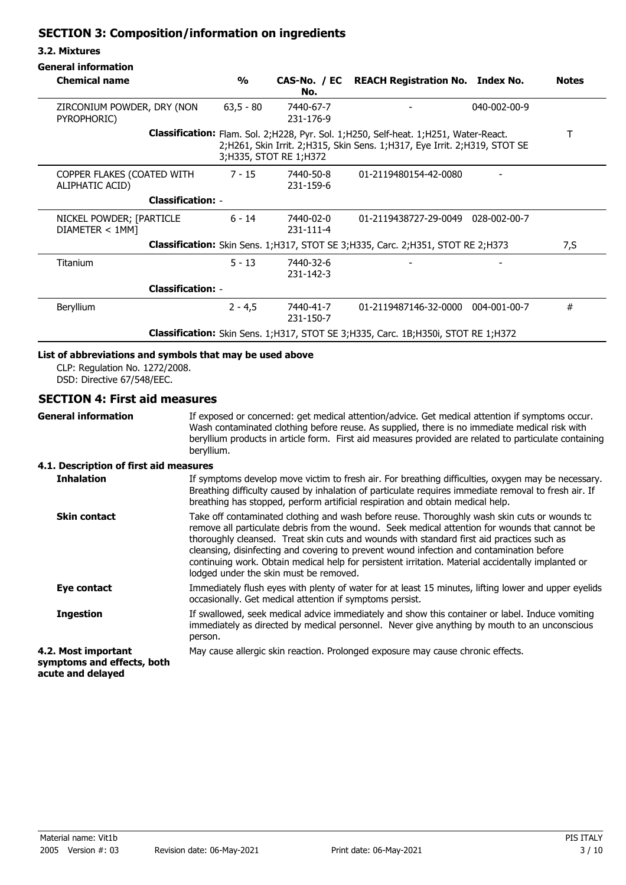## SECTION 3: Composition/information on ingredients

### 3.2. Mixtures

**General information**

| Chemical name | % | CAS-No. / EC No. | REACH Registration No. | Index No. | Notes |
|---|---|---|---|---|---|
| ZIRCONIUM POWDER, DRY (NON PYROPHORIC) | 63,5 - 80 | 7440-67-7 231-176-9 | - | 040-002-00-9 | |
| **Classification:** Flam. Sol. 2;H228, Pyr. Sol. 1;H250, Self-heat. 1;H251, Water-React. 2;H261, Skin Irrit. 2;H315, Skin Sens. 1;H317, Eye Irrit. 2;H319, STOT SE 3;H335, STOT RE 1;H372 | | | | | T |
| COPPER FLAKES (COATED WITH ALIPHATIC ACID) | 7 - 15 | 7440-50-8 231-159-6 | 01-2119480154-42-0080 | - | |
| **Classification:** - | | | | | |
| NICKEL POWDER; [PARTICLE DIAMETER < 1MM] | 6 - 14 | 7440-02-0 231-111-4 | 01-2119438727-29-0049 | 028-002-00-7 | |
| **Classification:** Skin Sens. 1;H317, STOT SE 3;H335, Carc. 2;H351, STOT RE 2;H373 | | | | | 7,S |
| Titanium | 5 - 13 | 7440-32-6 231-142-3 | - | - | |
| **Classification:** - | | | | | |
| Beryllium | 2 - 4,5 | 7440-41-7 231-150-7 | 01-2119487146-32-0000 | 004-001-00-7 | # |
| **Classification:** Skin Sens. 1;H317, STOT SE 3;H335, Carc. 1B;H350i, STOT RE 1;H372 | | | | | |

**List of abbreviations and symbols that may be used above**

CLP: Regulation No. 1272/2008.
DSD: Directive 67/548/EEC.

## SECTION 4: First aid measures

**General information**

If exposed or concerned: get medical attention/advice. Get medical attention if symptoms occur. Wash contaminated clothing before reuse. As supplied, there is no immediate medical risk with beryllium products in article form. First aid measures provided are related to particulate containing beryllium.

### 4.1. Description of first aid measures

**Inhalation**

If symptoms develop move victim to fresh air. For breathing difficulties, oxygen may be necessary. Breathing difficulty caused by inhalation of particulate requires immediate removal to fresh air. If breathing has stopped, perform artificial respiration and obtain medical help.

**Skin contact**

Take off contaminated clothing and wash before reuse. Thoroughly wash skin cuts or wounds to remove all particulate debris from the wound. Seek medical attention for wounds that cannot be thoroughly cleansed. Treat skin cuts and wounds with standard first aid practices such as cleansing, disinfecting and covering to prevent wound infection and contamination before continuing work. Obtain medical help for persistent irritation. Material accidentally implanted or lodged under the skin must be removed.

**Eye contact**

Immediately flush eyes with plenty of water for at least 15 minutes, lifting lower and upper eyelids occasionally. Get medical attention if symptoms persist.

**Ingestion**

If swallowed, seek medical advice immediately and show this container or label. Induce vomiting immediately as directed by medical personnel. Never give anything by mouth to an unconscious person.

### 4.2. Most important symptoms and effects, both acute and delayed

May cause allergic skin reaction. Prolonged exposure may cause chronic effects.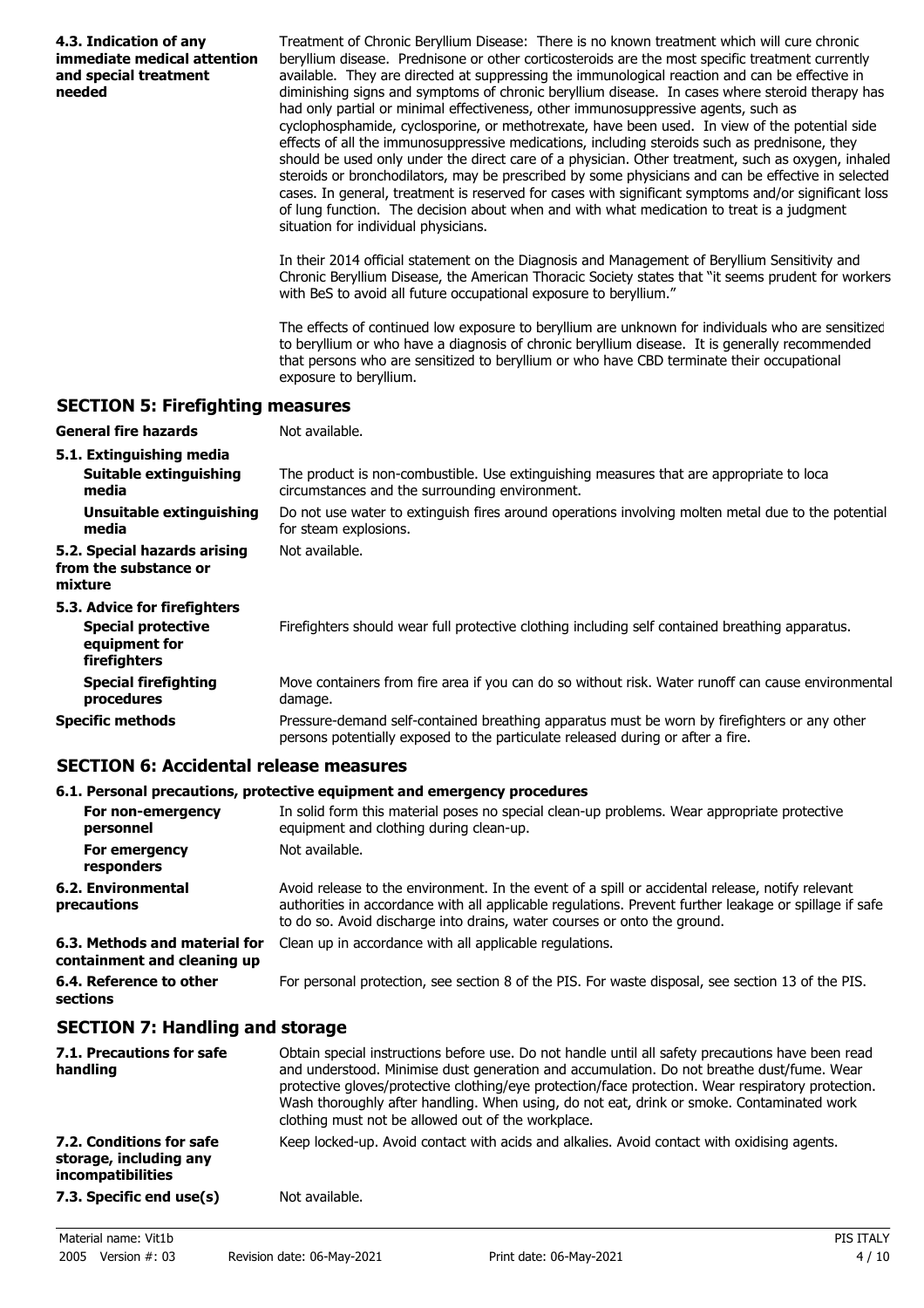**4.3. Indication of any immediate medical attention and special treatment needed**

Treatment of Chronic Beryllium Disease: There is no known treatment which will cure chronic beryllium disease. Prednisone or other corticosteroids are the most specific treatment currently available. They are directed at suppressing the immunological reaction and can be effective in diminishing signs and symptoms of chronic beryllium disease. In cases where steroid therapy has had only partial or minimal effectiveness, other immunosuppressive agents, such as cyclophosphamide, cyclosporine, or methotrexate, have been used. In view of the potential side effects of all the immunosuppressive medications, including steroids such as prednisone, they should be used only under the direct care of a physician. Other treatment, such as oxygen, inhaled steroids or bronchodilators, may be prescribed by some physicians and can be effective in selected cases. In general, treatment is reserved for cases with significant symptoms and/or significant loss of lung function. The decision about when and with what medication to treat is a judgment situation for individual physicians.

In their 2014 official statement on the Diagnosis and Management of Beryllium Sensitivity and Chronic Beryllium Disease, the American Thoracic Society states that "it seems prudent for workers with BeS to avoid all future occupational exposure to beryllium."

The effects of continued low exposure to beryllium are unknown for individuals who are sensitized to beryllium or who have a diagnosis of chronic beryllium disease. It is generally recommended that persons who are sensitized to beryllium or who have CBD terminate their occupational exposure to beryllium.

## SECTION 5: Firefighting measures

**General fire hazards**: Not available.

**5.1. Extinguishing media**

- **Suitable extinguishing media**: The product is non-combustible. Use extinguishing measures that are appropriate to loca circumstances and the surrounding environment.
- **Unsuitable extinguishing media**: Do not use water to extinguish fires around operations involving molten metal due to the potential for steam explosions.

**5.2. Special hazards arising from the substance or mixture**: Not available.

**5.3. Advice for firefighters**

- **Special protective equipment for firefighters**: Firefighters should wear full protective clothing including self contained breathing apparatus.
- **Special firefighting procedures**: Move containers from fire area if you can do so without risk. Water runoff can cause environmental damage.

**Specific methods**: Pressure-demand self-contained breathing apparatus must be worn by firefighters or any other persons potentially exposed to the particulate released during or after a fire.

## SECTION 6: Accidental release measures

**6.1. Personal precautions, protective equipment and emergency procedures**

- **For non-emergency personnel**: In solid form this material poses no special clean-up problems. Wear appropriate protective equipment and clothing during clean-up.
- **For emergency responders**: Not available.

**6.2. Environmental precautions**: Avoid release to the environment. In the event of a spill or accidental release, notify relevant authorities in accordance with all applicable regulations. Prevent further leakage or spillage if safe to do so. Avoid discharge into drains, water courses or onto the ground.

**6.3. Methods and material for containment and cleaning up**: Clean up in accordance with all applicable regulations.

**6.4. Reference to other sections**: For personal protection, see section 8 of the PIS. For waste disposal, see section 13 of the PIS.

## SECTION 7: Handling and storage

**7.1. Precautions for safe handling**: Obtain special instructions before use. Do not handle until all safety precautions have been read and understood. Minimise dust generation and accumulation. Do not breathe dust/fume. Wear protective gloves/protective clothing/eye protection/face protection. Wear respiratory protection. Wash thoroughly after handling. When using, do not eat, drink or smoke. Contaminated work clothing must not be allowed out of the workplace.

**7.2. Conditions for safe storage, including any incompatibilities**: Keep locked-up. Avoid contact with acids and alkalies. Avoid contact with oxidising agents.

**7.3. Specific end use(s)**: Not available.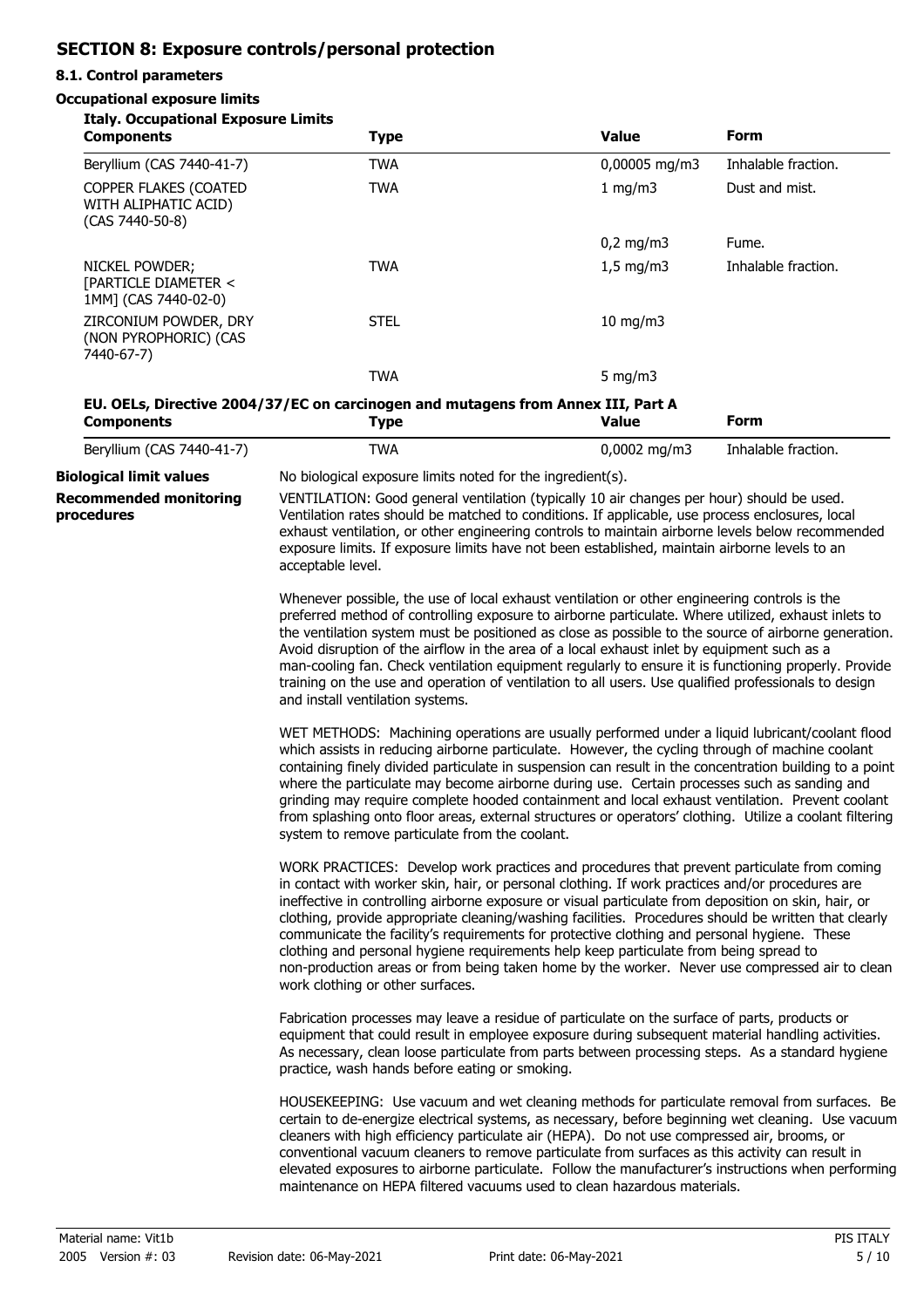## SECTION 8: Exposure controls/personal protection

### 8.1. Control parameters

**Occupational exposure limits**

**Italy. Occupational Exposure Limits**

| Components | Type | Value | Form |
|---|---|---|---|
| Beryllium (CAS 7440-41-7) | TWA | 0,00005 mg/m3 | Inhalable fraction. |
| COPPER FLAKES (COATED WITH ALIPHATIC ACID) (CAS 7440-50-8) | TWA | 1 mg/m3 | Dust and mist. |
| | | 0,2 mg/m3 | Fume. |
| NICKEL POWDER; [PARTICLE DIAMETER < 1MM] (CAS 7440-02-0) | TWA | 1,5 mg/m3 | Inhalable fraction. |
| ZIRCONIUM POWDER, DRY (NON PYROPHORIC) (CAS 7440-67-7) | STEL | 10 mg/m3 | |
| | TWA | 5 mg/m3 | |

**EU. OELs, Directive 2004/37/EC on carcinogen and mutagens from Annex III, Part A**

| Components | Type | Value | Form |
|---|---|---|---|
| Beryllium (CAS 7440-41-7) | TWA | 0,0002 mg/m3 | Inhalable fraction. |

**Biological limit values**

No biological exposure limits noted for the ingredient(s).

**Recommended monitoring procedures**

VENTILATION: Good general ventilation (typically 10 air changes per hour) should be used. Ventilation rates should be matched to conditions. If applicable, use process enclosures, local exhaust ventilation, or other engineering controls to maintain airborne levels below recommended exposure limits. If exposure limits have not been established, maintain airborne levels to an acceptable level.

Whenever possible, the use of local exhaust ventilation or other engineering controls is the preferred method of controlling exposure to airborne particulate. Where utilized, exhaust inlets to the ventilation system must be positioned as close as possible to the source of airborne generation. Avoid disruption of the airflow in the area of a local exhaust inlet by equipment such as a man-cooling fan. Check ventilation equipment regularly to ensure it is functioning properly. Provide training on the use and operation of ventilation to all users. Use qualified professionals to design and install ventilation systems.

WET METHODS: Machining operations are usually performed under a liquid lubricant/coolant flood which assists in reducing airborne particulate. However, the cycling through of machine coolant containing finely divided particulate in suspension can result in the concentration building to a point where the particulate may become airborne during use. Certain processes such as sanding and grinding may require complete hooded containment and local exhaust ventilation. Prevent coolant from splashing onto floor areas, external structures or operators' clothing. Utilize a coolant filtering system to remove particulate from the coolant.

WORK PRACTICES: Develop work practices and procedures that prevent particulate from coming in contact with worker skin, hair, or personal clothing. If work practices and/or procedures are ineffective in controlling airborne exposure or visual particulate from deposition on skin, hair, or clothing, provide appropriate cleaning/washing facilities. Procedures should be written that clearly communicate the facility's requirements for protective clothing and personal hygiene. These clothing and personal hygiene requirements help keep particulate from being spread to non-production areas or from being taken home by the worker. Never use compressed air to clean work clothing or other surfaces.

Fabrication processes may leave a residue of particulate on the surface of parts, products or equipment that could result in employee exposure during subsequent material handling activities. As necessary, clean loose particulate from parts between processing steps. As a standard hygiene practice, wash hands before eating or smoking.

HOUSEKEEPING: Use vacuum and wet cleaning methods for particulate removal from surfaces. Be certain to de-energize electrical systems, as necessary, before beginning wet cleaning. Use vacuum cleaners with high efficiency particulate air (HEPA). Do not use compressed air, brooms, or conventional vacuum cleaners to remove particulate from surfaces as this activity can result in elevated exposures to airborne particulate. Follow the manufacturer's instructions when performing maintenance on HEPA filtered vacuums used to clean hazardous materials.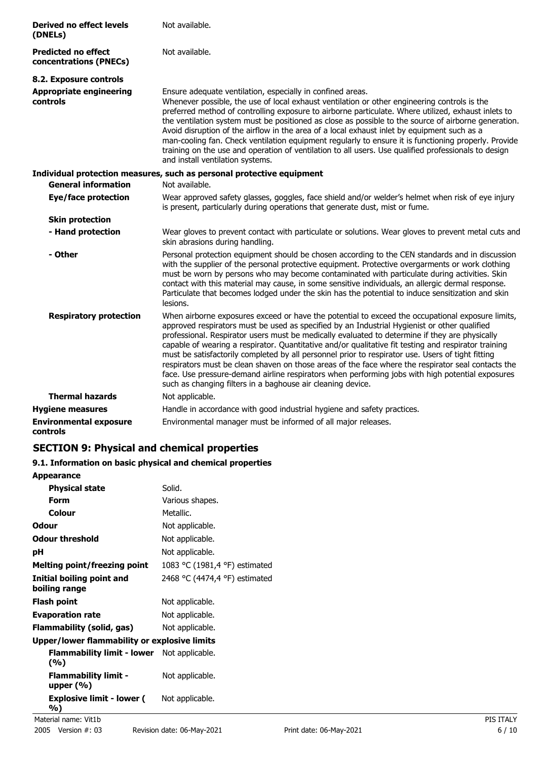| | |
|---|---|
| **Derived no effect levels (DNELs)** | Not available. |
| **Predicted no effect concentrations (PNECs)** | Not available. |

**8.2. Exposure controls**

| | |
|---|---|
| **Appropriate engineering controls** | Ensure adequate ventilation, especially in confined areas. Whenever possible, the use of local exhaust ventilation or other engineering controls is the preferred method of controlling exposure to airborne particulate. Where utilized, exhaust inlets to the ventilation system must be positioned as close as possible to the source of airborne generation. Avoid disruption of the airflow in the area of a local exhaust inlet by equipment such as a man-cooling fan. Check ventilation equipment regularly to ensure it is functioning properly. Provide training on the use and operation of ventilation to all users. Use qualified professionals to design and install ventilation systems. |

**Individual protection measures, such as personal protective equipment**

| | |
|---|---|
| **General information** | Not available. |
| **Eye/face protection** | Wear approved safety glasses, goggles, face shield and/or welder's helmet when risk of eye injury is present, particularly during operations that generate dust, mist or fume. |
| **Skin protection** | |
| **- Hand protection** | Wear gloves to prevent contact with particulate or solutions. Wear gloves to prevent metal cuts and skin abrasions during handling. |
| **- Other** | Personal protection equipment should be chosen according to the CEN standards and in discussion with the supplier of the personal protective equipment. Protective overgarments or work clothing must be worn by persons who may become contaminated with particulate during activities. Skin contact with this material may cause, in some sensitive individuals, an allergic dermal response. Particulate that becomes lodged under the skin has the potential to induce sensitization and skin lesions. |
| **Respiratory protection** | When airborne exposures exceed or have the potential to exceed the occupational exposure limits, approved respirators must be used as specified by an Industrial Hygienist or other qualified professional. Respirator users must be medically evaluated to determine if they are physically capable of wearing a respirator. Quantitative and/or qualitative fit testing and respirator training must be satisfactorily completed by all personnel prior to respirator use. Users of tight fitting respirators must be clean shaven on those areas of the face where the respirator seal contacts the face. Use pressure-demand airline respirators when performing jobs with high potential exposures such as changing filters in a baghouse air cleaning device. |
| **Thermal hazards** | Not applicable. |
| **Hygiene measures** | Handle in accordance with good industrial hygiene and safety practices. |
| **Environmental exposure controls** | Environmental manager must be informed of all major releases. |

## SECTION 9: Physical and chemical properties

**9.1. Information on basic physical and chemical properties**

| | |
|---|---|
| **Appearance** | |
| **Physical state** | Solid. |
| **Form** | Various shapes. |
| **Colour** | Metallic. |
| **Odour** | Not applicable. |
| **Odour threshold** | Not applicable. |
| **pH** | Not applicable. |
| **Melting point/freezing point** | 1083 °C (1981,4 °F) estimated |
| **Initial boiling point and boiling range** | 2468 °C (4474,4 °F) estimated |
| **Flash point** | Not applicable. |
| **Evaporation rate** | Not applicable. |
| **Flammability (solid, gas)** | Not applicable. |
| **Upper/lower flammability or explosive limits** | |
| **Flammability limit - lower (%)** | Not applicable. |
| **Flammability limit - upper (%)** | Not applicable. |
| **Explosive limit - lower (%)** | Not applicable. |

Material name: Vit1b
2005 Version #: 03 Revision date: 06-May-2021 Print date: 06-May-2021 PIS ITALY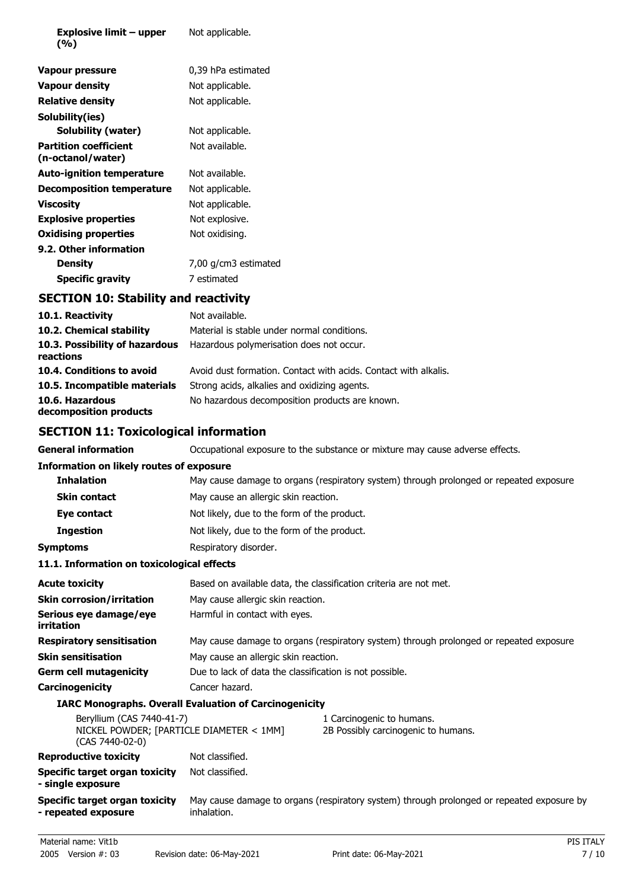| | |
|---|---|
| **Explosive limit – upper (%)** | Not applicable. |
| **Vapour pressure** | 0,39 hPa estimated |
| **Vapour density** | Not applicable. |
| **Relative density** | Not applicable. |
| **Solubility(ies)** | |
| **Solubility (water)** | Not applicable. |
| **Partition coefficient (n-octanol/water)** | Not available. |
| **Auto-ignition temperature** | Not available. |
| **Decomposition temperature** | Not applicable. |
| **Viscosity** | Not applicable. |
| **Explosive properties** | Not explosive. |
| **Oxidising properties** | Not oxidising. |
| **9.2. Other information** | |
| **Density** | 7,00 g/cm3 estimated |
| **Specific gravity** | 7 estimated |

## SECTION 10: Stability and reactivity

| | |
|---|---|
| **10.1. Reactivity** | Not available. |
| **10.2. Chemical stability** | Material is stable under normal conditions. |
| **10.3. Possibility of hazardous reactions** | Hazardous polymerisation does not occur. |
| **10.4. Conditions to avoid** | Avoid dust formation. Contact with acids. Contact with alkalis. |
| **10.5. Incompatible materials** | Strong acids, alkalies and oxidizing agents. |
| **10.6. Hazardous decomposition products** | No hazardous decomposition products are known. |

## SECTION 11: Toxicological information

| | |
|---|---|
| **General information** | Occupational exposure to the substance or mixture may cause adverse effects. |

**Information on likely routes of exposure**

| | |
|---|---|
| **Inhalation** | May cause damage to organs (respiratory system) through prolonged or repeated exposure |
| **Skin contact** | May cause an allergic skin reaction. |
| **Eye contact** | Not likely, due to the form of the product. |
| **Ingestion** | Not likely, due to the form of the product. |
| **Symptoms** | Respiratory disorder. |

**11.1. Information on toxicological effects**

| | |
|---|---|
| **Acute toxicity** | Based on available data, the classification criteria are not met. |
| **Skin corrosion/irritation** | May cause allergic skin reaction. |
| **Serious eye damage/eye irritation** | Harmful in contact with eyes. |
| **Respiratory sensitisation** | May cause damage to organs (respiratory system) through prolonged or repeated exposure |
| **Skin sensitisation** | May cause an allergic skin reaction. |
| **Germ cell mutagenicity** | Due to lack of data the classification is not possible. |
| **Carcinogenicity** | Cancer hazard. |

**IARC Monographs. Overall Evaluation of Carcinogenicity**

| | |
|---|---|
| Beryllium (CAS 7440-41-7) | 1 Carcinogenic to humans. |
| NICKEL POWDER; [PARTICLE DIAMETER < 1MM] (CAS 7440-02-0) | 2B Possibly carcinogenic to humans. |

| | |
|---|---|
| **Reproductive toxicity** | Not classified. |
| **Specific target organ toxicity - single exposure** | Not classified. |
| **Specific target organ toxicity - repeated exposure** | May cause damage to organs (respiratory system) through prolonged or repeated exposure by inhalation. |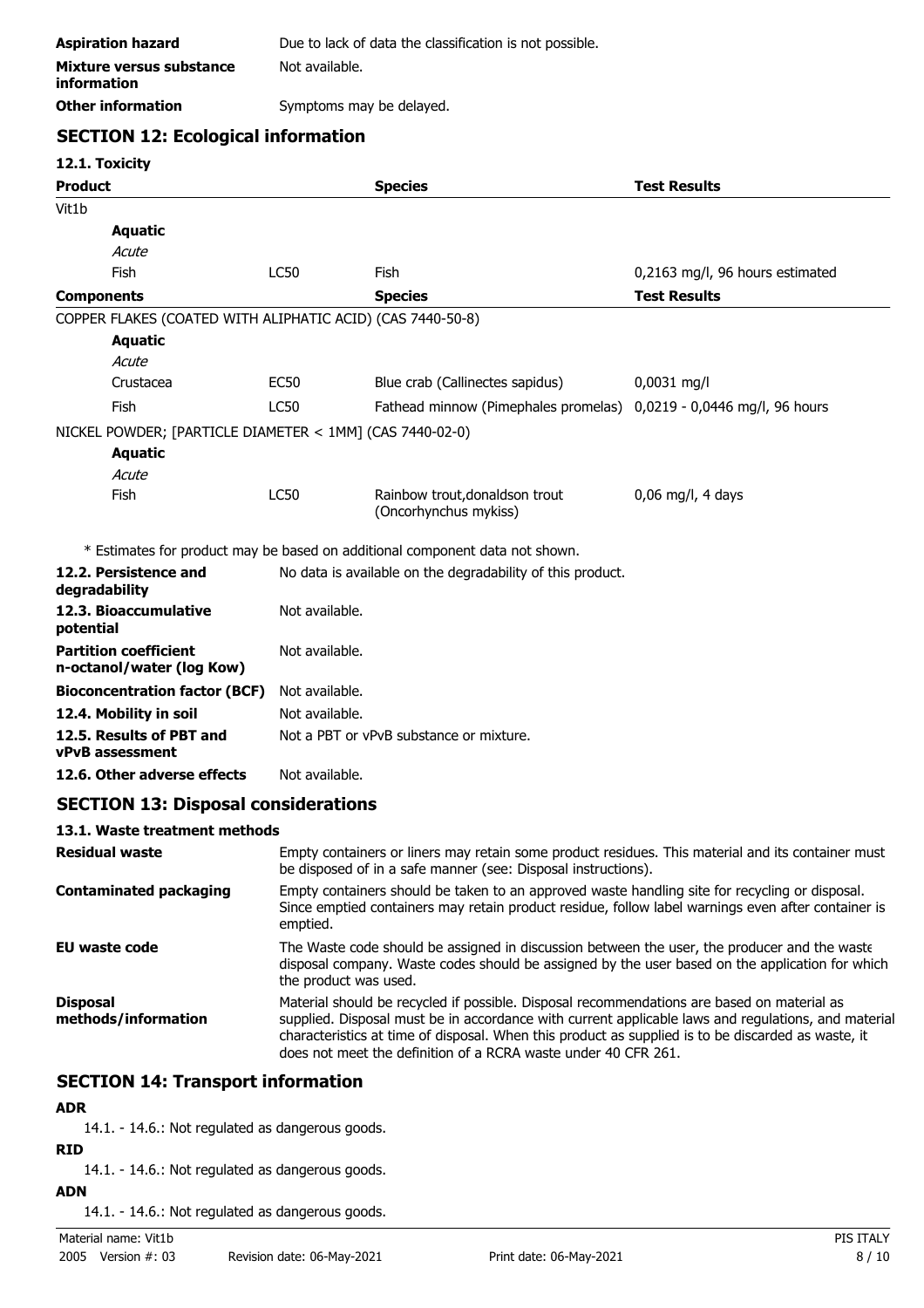| | |
|---|---|
| **Aspiration hazard** | Due to lack of data the classification is not possible. |
| **Mixture versus substance information** | Not available. |
| **Other information** | Symptoms may be delayed. |

## SECTION 12: Ecological information

### 12.1. Toxicity

| Product | | Species | Test Results |
|---|---|---|---|
| Vit1b | | | |
| **Aquatic** | | | |
| *Acute* | | | |
| Fish | LC50 | Fish | 0,2163 mg/l, 96 hours estimated |

| Components | | Species | Test Results |
|---|---|---|---|
| COPPER FLAKES (COATED WITH ALIPHATIC ACID) (CAS 7440-50-8) | | | |
| **Aquatic** | | | |
| *Acute* | | | |
| Crustacea | EC50 | Blue crab (Callinectes sapidus) | 0,0031 mg/l |
| Fish | LC50 | Fathead minnow (Pimephales promelas) | 0,0219 - 0,0446 mg/l, 96 hours |
| NICKEL POWDER; [PARTICLE DIAMETER < 1MM] (CAS 7440-02-0) | | | |
| **Aquatic** | | | |
| *Acute* | | | |
| Fish | LC50 | Rainbow trout,donaldson trout (Oncorhynchus mykiss) | 0,06 mg/l, 4 days |

* Estimates for product may be based on additional component data not shown.

| | |
|---|---|
| **12.2. Persistence and degradability** | No data is available on the degradability of this product. |
| **12.3. Bioaccumulative potential** | Not available. |
| **Partition coefficient n-octanol/water (log Kow)** | Not available. |
| **Bioconcentration factor (BCF)** | Not available. |
| **12.4. Mobility in soil** | Not available. |
| **12.5. Results of PBT and vPvB assessment** | Not a PBT or vPvB substance or mixture. |
| **12.6. Other adverse effects** | Not available. |

## SECTION 13: Disposal considerations

### 13.1. Waste treatment methods

| | |
|---|---|
| **Residual waste** | Empty containers or liners may retain some product residues. This material and its container must be disposed of in a safe manner (see: Disposal instructions). |
| **Contaminated packaging** | Empty containers should be taken to an approved waste handling site for recycling or disposal. Since emptied containers may retain product residue, follow label warnings even after container is emptied. |
| **EU waste code** | The Waste code should be assigned in discussion between the user, the producer and the waste disposal company. Waste codes should be assigned by the user based on the application for which the product was used. |
| **Disposal methods/information** | Material should be recycled if possible. Disposal recommendations are based on material as supplied. Disposal must be in accordance with current applicable laws and regulations, and material characteristics at time of disposal. When this product as supplied is to be discarded as waste, it does not meet the definition of a RCRA waste under 40 CFR 261. |

## SECTION 14: Transport information

**ADR**

14.1. - 14.6.: Not regulated as dangerous goods.

**RID**

14.1. - 14.6.: Not regulated as dangerous goods.

**ADN**

14.1. - 14.6.: Not regulated as dangerous goods.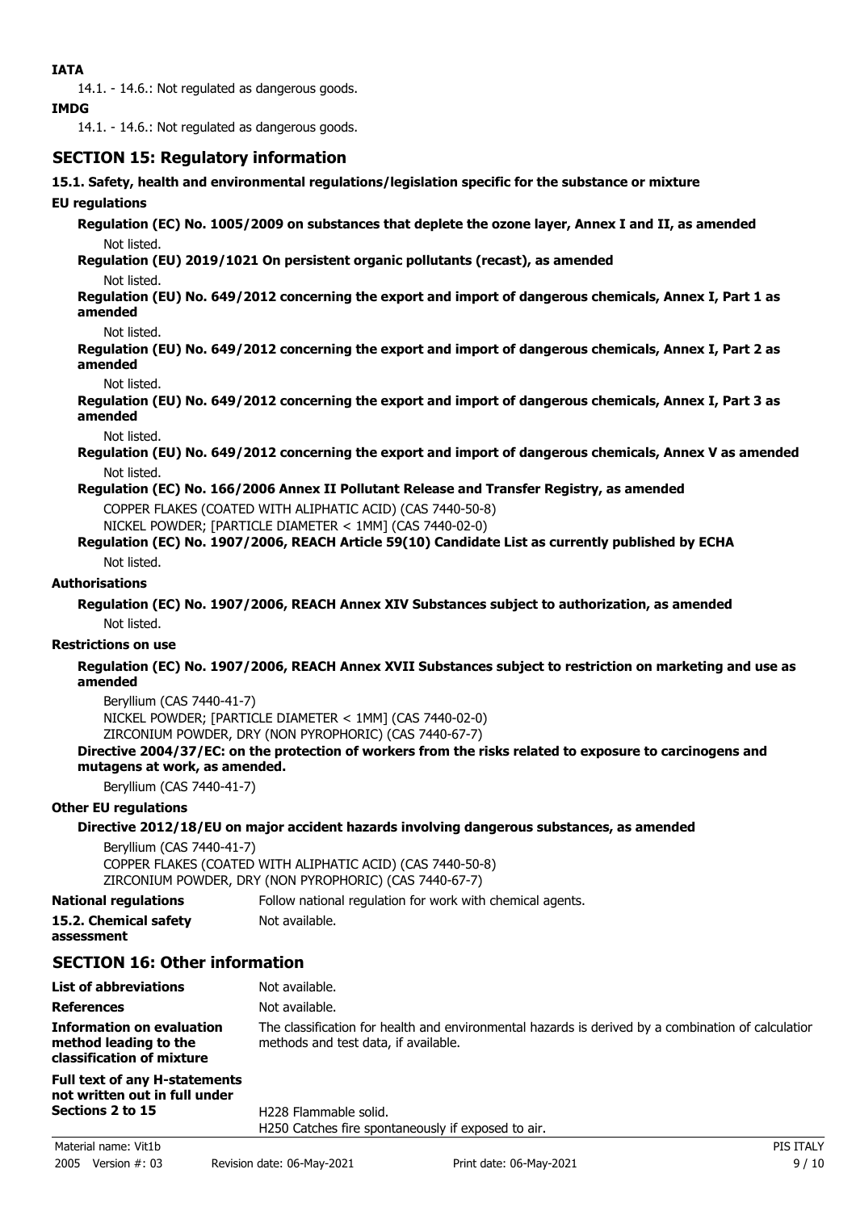**IATA**

14.1. - 14.6.: Not regulated as dangerous goods.

**IMDG**

14.1. - 14.6.: Not regulated as dangerous goods.

## SECTION 15: Regulatory information

**15.1. Safety, health and environmental regulations/legislation specific for the substance or mixture**

**EU regulations**

**Regulation (EC) No. 1005/2009 on substances that deplete the ozone layer, Annex I and II, as amended**

Not listed.

**Regulation (EU) 2019/1021 On persistent organic pollutants (recast), as amended**

Not listed.

**Regulation (EU) No. 649/2012 concerning the export and import of dangerous chemicals, Annex I, Part 1 as amended**

Not listed.

**Regulation (EU) No. 649/2012 concerning the export and import of dangerous chemicals, Annex I, Part 2 as amended**

Not listed.

**Regulation (EU) No. 649/2012 concerning the export and import of dangerous chemicals, Annex I, Part 3 as amended**

Not listed.

**Regulation (EU) No. 649/2012 concerning the export and import of dangerous chemicals, Annex V as amended**

Not listed.

**Regulation (EC) No. 166/2006 Annex II Pollutant Release and Transfer Registry, as amended**

COPPER FLAKES (COATED WITH ALIPHATIC ACID) (CAS 7440-50-8)
NICKEL POWDER; [PARTICLE DIAMETER < 1MM] (CAS 7440-02-0)

**Regulation (EC) No. 1907/2006, REACH Article 59(10) Candidate List as currently published by ECHA**

Not listed.

**Authorisations**

**Regulation (EC) No. 1907/2006, REACH Annex XIV Substances subject to authorization, as amended**

Not listed.

**Restrictions on use**

**Regulation (EC) No. 1907/2006, REACH Annex XVII Substances subject to restriction on marketing and use as amended**

Beryllium (CAS 7440-41-7)
NICKEL POWDER; [PARTICLE DIAMETER < 1MM] (CAS 7440-02-0)
ZIRCONIUM POWDER, DRY (NON PYROPHORIC) (CAS 7440-67-7)

**Directive 2004/37/EC: on the protection of workers from the risks related to exposure to carcinogens and mutagens at work, as amended.**

Beryllium (CAS 7440-41-7)

**Other EU regulations**

**Directive 2012/18/EU on major accident hazards involving dangerous substances, as amended**

Beryllium (CAS 7440-41-7)
COPPER FLAKES (COATED WITH ALIPHATIC ACID) (CAS 7440-50-8)
ZIRCONIUM POWDER, DRY (NON PYROPHORIC) (CAS 7440-67-7)

**National regulations** Follow national regulation for work with chemical agents.

**15.2. Chemical safety assessment** Not available.

## SECTION 16: Other information

**List of abbreviations** Not available.

**References** Not available.

**Information on evaluation method leading to the classification of mixture** The classification for health and environmental hazards is derived by a combination of calculation methods and test data, if available.

**Full text of any H-statements not written out in full under Sections 2 to 15**

H228 Flammable solid.
H250 Catches fire spontaneously if exposed to air.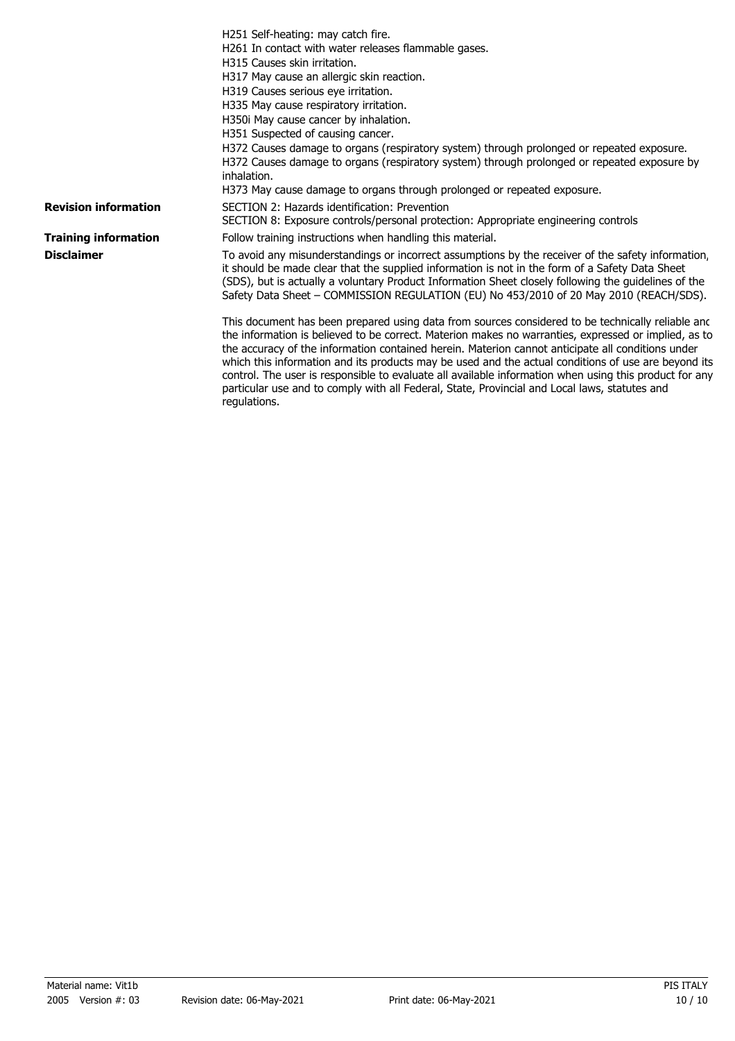H251 Self-heating: may catch fire.
H261 In contact with water releases flammable gases.
H315 Causes skin irritation.
H317 May cause an allergic skin reaction.
H319 Causes serious eye irritation.
H335 May cause respiratory irritation.
H350i May cause cancer by inhalation.
H351 Suspected of causing cancer.
H372 Causes damage to organs (respiratory system) through prolonged or repeated exposure.
H372 Causes damage to organs (respiratory system) through prolonged or repeated exposure by inhalation.
H373 May cause damage to organs through prolonged or repeated exposure.

**Revision information**

SECTION 2: Hazards identification: Prevention
SECTION 8: Exposure controls/personal protection: Appropriate engineering controls

**Training information**

Follow training instructions when handling this material.

**Disclaimer**

To avoid any misunderstandings or incorrect assumptions by the receiver of the safety information, it should be made clear that the supplied information is not in the form of a Safety Data Sheet (SDS), but is actually a voluntary Product Information Sheet closely following the guidelines of the Safety Data Sheet – COMMISSION REGULATION (EU) No 453/2010 of 20 May 2010 (REACH/SDS).

This document has been prepared using data from sources considered to be technically reliable and the information is believed to be correct. Materion makes no warranties, expressed or implied, as to the accuracy of the information contained herein. Materion cannot anticipate all conditions under which this information and its products may be used and the actual conditions of use are beyond its control. The user is responsible to evaluate all available information when using this product for any particular use and to comply with all Federal, State, Provincial and Local laws, statutes and regulations.